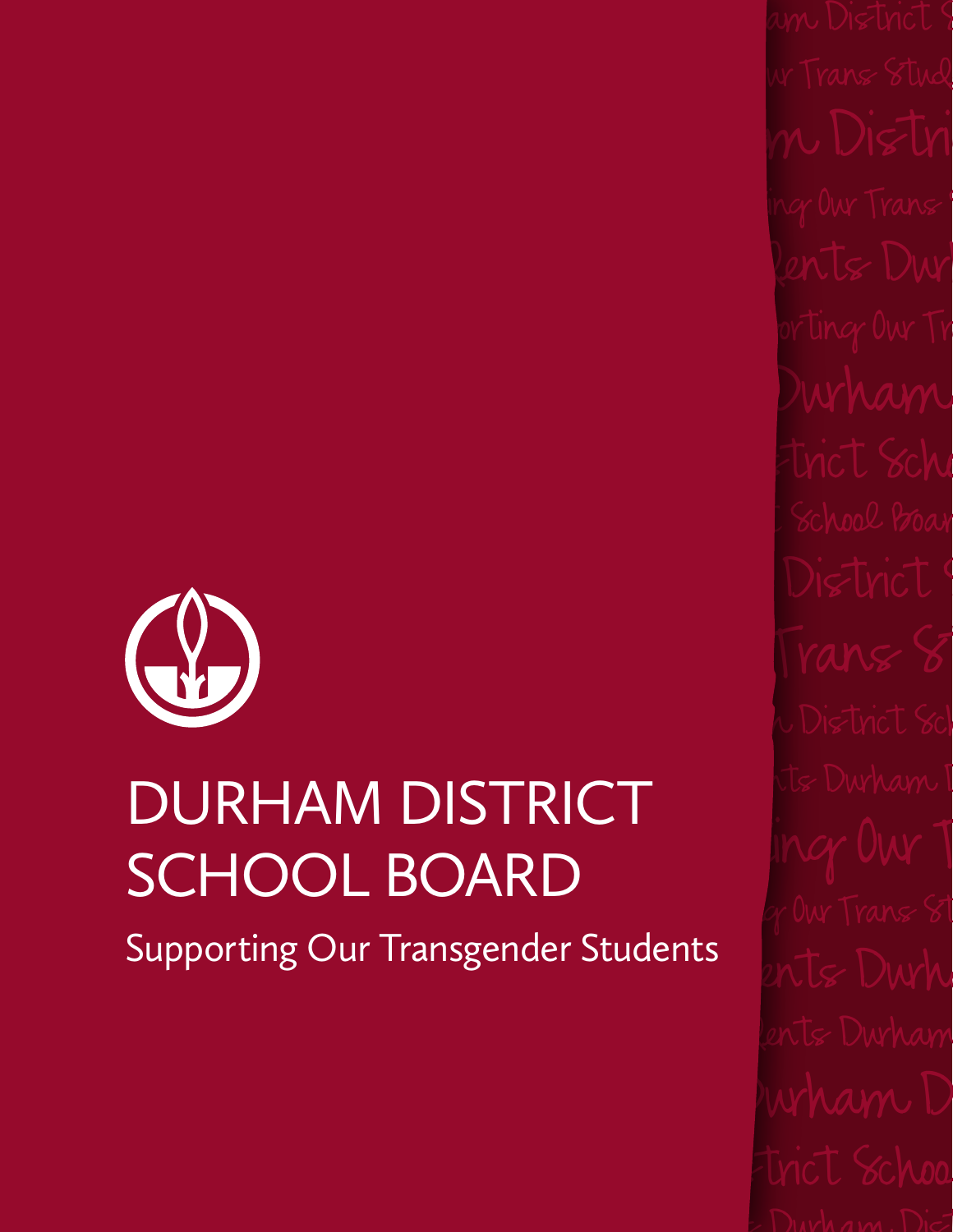# DURHAM DISTRICT SCHOOL BOARD

Supporting Our Transgender Students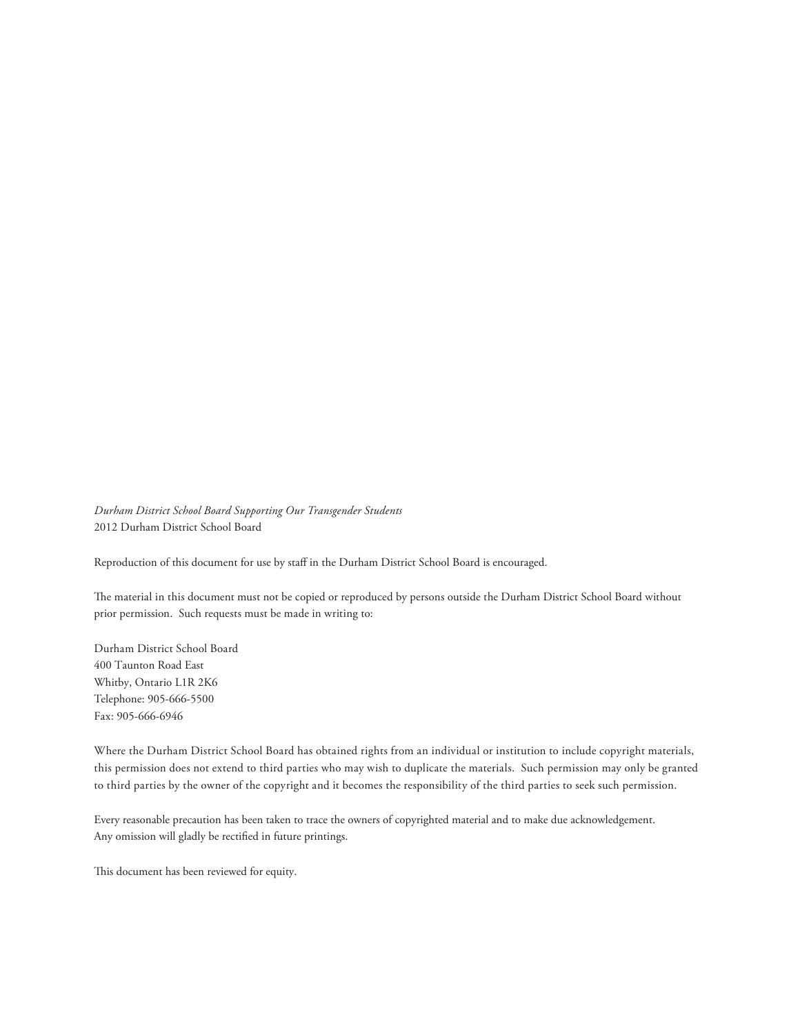*Durham District School Board Supporting Our Transgender Students*
2012 Durham District School Board

Reproduction of this document for use by staff in the Durham District School Board is encouraged.

The material in this document must not be copied or reproduced by persons outside the Durham District School Board without prior permission. Such requests must be made in writing to:

Durham District School Board
400 Taunton Road East
Whitby, Ontario L1R 2K6
Telephone: 905-666-5500
Fax: 905-666-6946

Where the Durham District School Board has obtained rights from an individual or institution to include copyright materials, this permission does not extend to third parties who may wish to duplicate the materials. Such permission may only be granted to third parties by the owner of the copyright and it becomes the responsibility of the third parties to seek such permission.

Every reasonable precaution has been taken to trace the owners of copyrighted material and to make due acknowledgement.
Any omission will gladly be rectified in future printings.

This document has been reviewed for equity.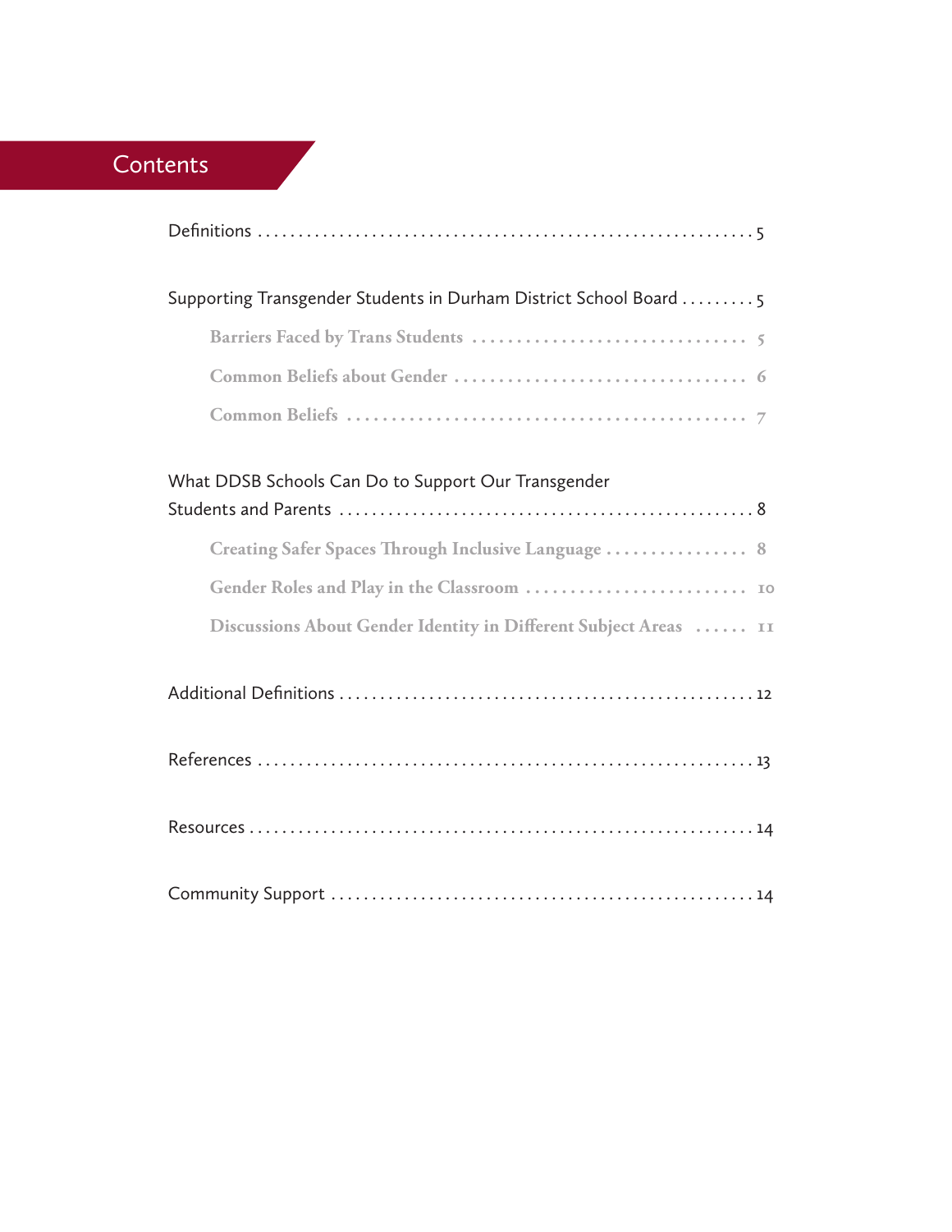# Contents

- Definitions ..... 5
- Supporting Transgender Students in Durham District School Board ..... 5
  - Barriers Faced by Trans Students ..... 5
  - Common Beliefs about Gender ..... 6
  - Common Beliefs ..... 7
- What DDSB Schools Can Do to Support Our Transgender Students and Parents ..... 8
  - Creating Safer Spaces Through Inclusive Language ..... 8
  - Gender Roles and Play in the Classroom ..... 10
  - Discussions About Gender Identity in Different Subject Areas ..... 11
- Additional Definitions ..... 12
- References ..... 13
- Resources ..... 14
- Community Support ..... 14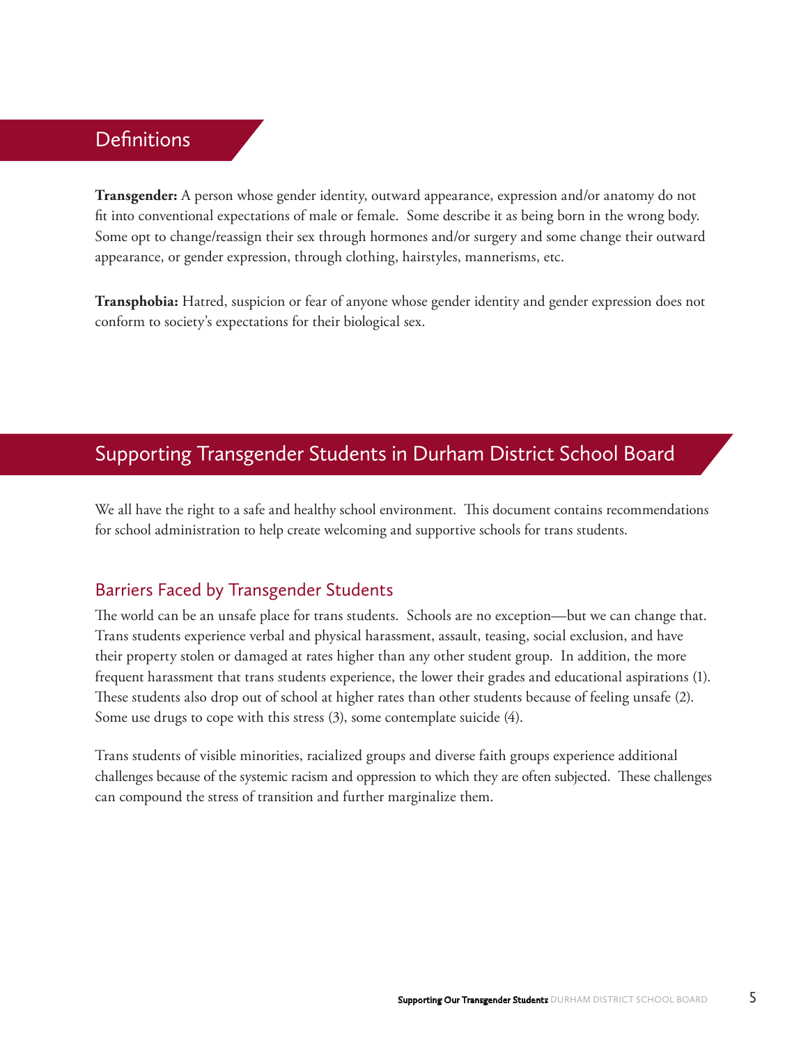## Definitions

**Transgender:** A person whose gender identity, outward appearance, expression and/or anatomy do not fit into conventional expectations of male or female. Some describe it as being born in the wrong body. Some opt to change/reassign their sex through hormones and/or surgery and some change their outward appearance, or gender expression, through clothing, hairstyles, mannerisms, etc.

**Transphobia:** Hatred, suspicion or fear of anyone whose gender identity and gender expression does not conform to society's expectations for their biological sex.

## Supporting Transgender Students in Durham District School Board

We all have the right to a safe and healthy school environment. This document contains recommendations for school administration to help create welcoming and supportive schools for trans students.

### Barriers Faced by Transgender Students

The world can be an unsafe place for trans students. Schools are no exception—but we can change that. Trans students experience verbal and physical harassment, assault, teasing, social exclusion, and have their property stolen or damaged at rates higher than any other student group. In addition, the more frequent harassment that trans students experience, the lower their grades and educational aspirations (1). These students also drop out of school at higher rates than other students because of feeling unsafe (2). Some use drugs to cope with this stress (3), some contemplate suicide (4).

Trans students of visible minorities, racialized groups and diverse faith groups experience additional challenges because of the systemic racism and oppression to which they are often subjected. These challenges can compound the stress of transition and further marginalize them.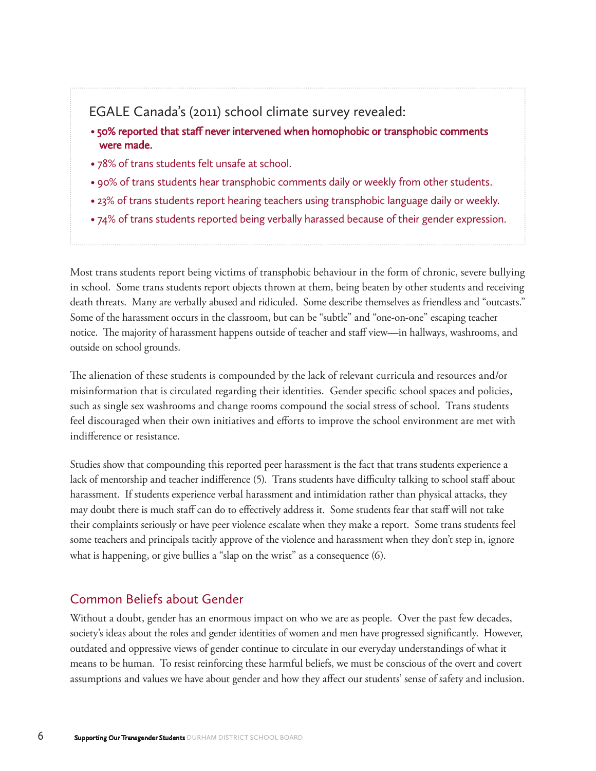EGALE Canada's (2011) school climate survey revealed:

- **50% reported that staff never intervened when homophobic or transphobic comments were made.**
- 78% of trans students felt unsafe at school.
- 90% of trans students hear transphobic comments daily or weekly from other students.
- 23% of trans students report hearing teachers using transphobic language daily or weekly.
- 74% of trans students reported being verbally harassed because of their gender expression.

Most trans students report being victims of transphobic behaviour in the form of chronic, severe bullying in school. Some trans students report objects thrown at them, being beaten by other students and receiving death threats. Many are verbally abused and ridiculed. Some describe themselves as friendless and "outcasts." Some of the harassment occurs in the classroom, but can be "subtle" and "one-on-one" escaping teacher notice. The majority of harassment happens outside of teacher and staff view—in hallways, washrooms, and outside on school grounds.

The alienation of these students is compounded by the lack of relevant curricula and resources and/or misinformation that is circulated regarding their identities. Gender specific school spaces and policies, such as single sex washrooms and change rooms compound the social stress of school. Trans students feel discouraged when their own initiatives and efforts to improve the school environment are met with indifference or resistance.

Studies show that compounding this reported peer harassment is the fact that trans students experience a lack of mentorship and teacher indifference (5). Trans students have difficulty talking to school staff about harassment. If students experience verbal harassment and intimidation rather than physical attacks, they may doubt there is much staff can do to effectively address it. Some students fear that staff will not take their complaints seriously or have peer violence escalate when they make a report. Some trans students feel some teachers and principals tacitly approve of the violence and harassment when they don't step in, ignore what is happening, or give bullies a "slap on the wrist" as a consequence (6).

## Common Beliefs about Gender

Without a doubt, gender has an enormous impact on who we are as people. Over the past few decades, society's ideas about the roles and gender identities of women and men have progressed significantly. However, outdated and oppressive views of gender continue to circulate in our everyday understandings of what it means to be human. To resist reinforcing these harmful beliefs, we must be conscious of the overt and covert assumptions and values we have about gender and how they affect our students' sense of safety and inclusion.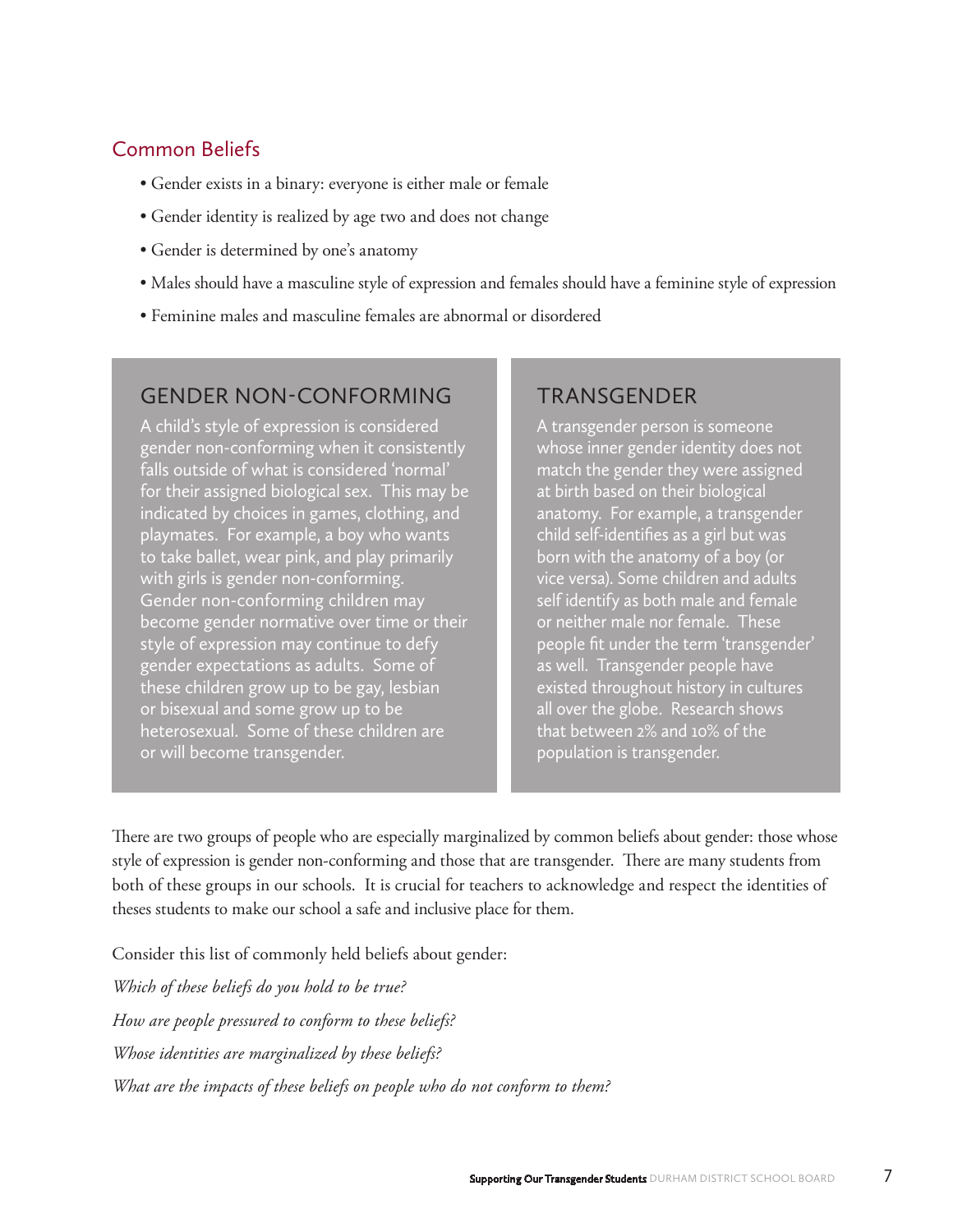## Common Beliefs

- Gender exists in a binary: everyone is either male or female
- Gender identity is realized by age two and does not change
- Gender is determined by one's anatomy
- Males should have a masculine style of expression and females should have a feminine style of expression
- Feminine males and masculine females are abnormal or disordered

### GENDER NON-CONFORMING

A child's style of expression is considered gender non-conforming when it consistently falls outside of what is considered 'normal' for their assigned biological sex. This may be indicated by choices in games, clothing, and playmates. For example, a boy who wants to take ballet, wear pink, and play primarily with girls is gender non-conforming. Gender non-conforming children may become gender normative over time or their style of expression may continue to defy gender expectations as adults. Some of these children grow up to be gay, lesbian or bisexual and some grow up to be heterosexual. Some of these children are or will become transgender.

### TRANSGENDER

A transgender person is someone whose inner gender identity does not match the gender they were assigned at birth based on their biological anatomy. For example, a transgender child self-identifies as a girl but was born with the anatomy of a boy (or vice versa). Some children and adults self identify as both male and female or neither male nor female. These people fit under the term 'transgender' as well. Transgender people have existed throughout history in cultures all over the globe. Research shows that between 2% and 10% of the population is transgender.

There are two groups of people who are especially marginalized by common beliefs about gender: those whose style of expression is gender non-conforming and those that are transgender. There are many students from both of these groups in our schools. It is crucial for teachers to acknowledge and respect the identities of theses students to make our school a safe and inclusive place for them.

Consider this list of commonly held beliefs about gender:

*Which of these beliefs do you hold to be true?*

*How are people pressured to conform to these beliefs?*

*Whose identities are marginalized by these beliefs?*

*What are the impacts of these beliefs on people who do not conform to them?*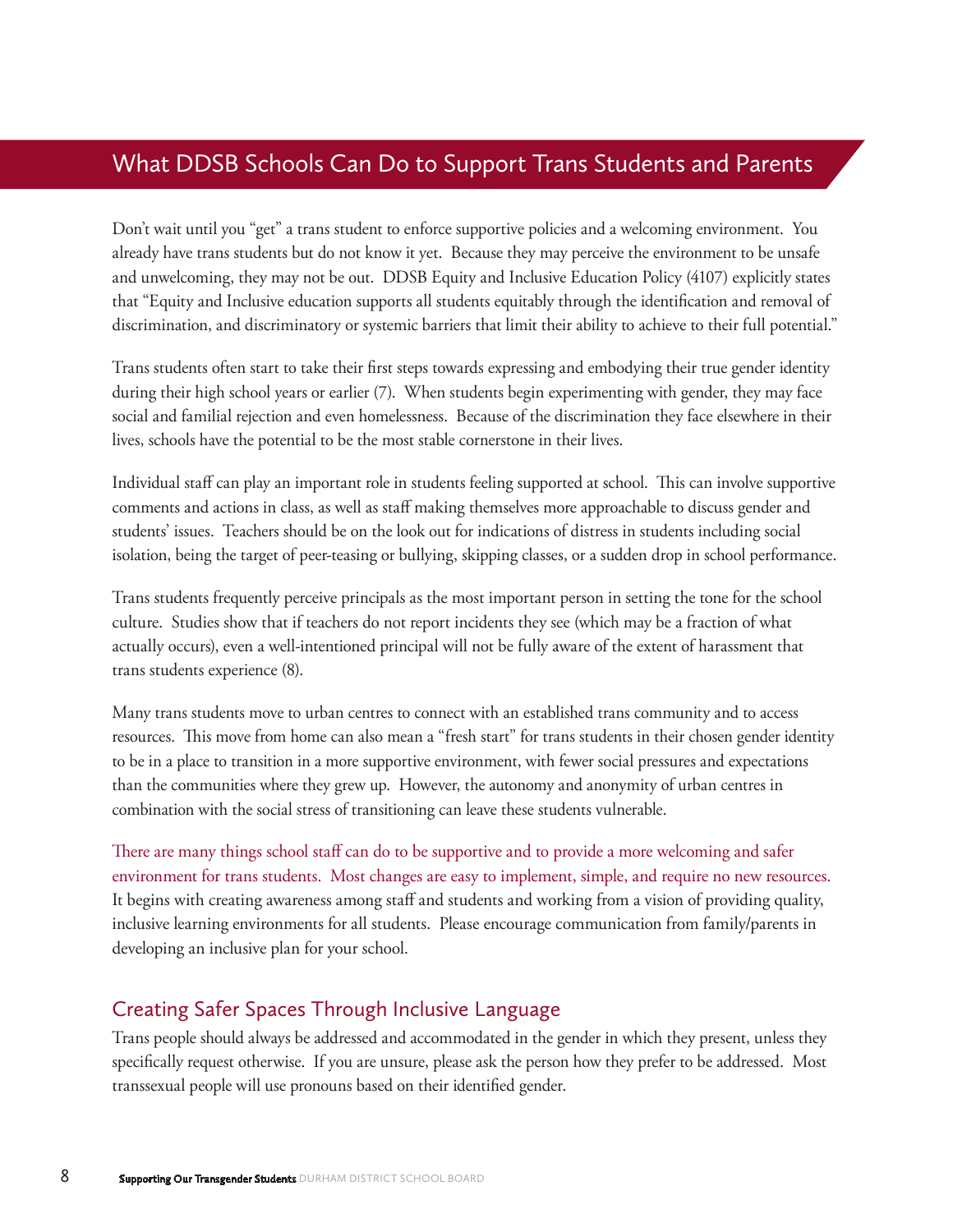## What DDSB Schools Can Do to Support Trans Students and Parents

Don't wait until you "get" a trans student to enforce supportive policies and a welcoming environment. You already have trans students but do not know it yet. Because they may perceive the environment to be unsafe and unwelcoming, they may not be out. DDSB Equity and Inclusive Education Policy (4107) explicitly states that "Equity and Inclusive education supports all students equitably through the identification and removal of discrimination, and discriminatory or systemic barriers that limit their ability to achieve to their full potential."

Trans students often start to take their first steps towards expressing and embodying their true gender identity during their high school years or earlier (7). When students begin experimenting with gender, they may face social and familial rejection and even homelessness. Because of the discrimination they face elsewhere in their lives, schools have the potential to be the most stable cornerstone in their lives.

Individual staff can play an important role in students feeling supported at school. This can involve supportive comments and actions in class, as well as staff making themselves more approachable to discuss gender and students' issues. Teachers should be on the look out for indications of distress in students including social isolation, being the target of peer-teasing or bullying, skipping classes, or a sudden drop in school performance.

Trans students frequently perceive principals as the most important person in setting the tone for the school culture. Studies show that if teachers do not report incidents they see (which may be a fraction of what actually occurs), even a well-intentioned principal will not be fully aware of the extent of harassment that trans students experience (8).

Many trans students move to urban centres to connect with an established trans community and to access resources. This move from home can also mean a "fresh start" for trans students in their chosen gender identity to be in a place to transition in a more supportive environment, with fewer social pressures and expectations than the communities where they grew up. However, the autonomy and anonymity of urban centres in combination with the social stress of transitioning can leave these students vulnerable.

There are many things school staff can do to be supportive and to provide a more welcoming and safer environment for trans students. Most changes are easy to implement, simple, and require no new resources. It begins with creating awareness among staff and students and working from a vision of providing quality, inclusive learning environments for all students. Please encourage communication from family/parents in developing an inclusive plan for your school.

### Creating Safer Spaces Through Inclusive Language

Trans people should always be addressed and accommodated in the gender in which they present, unless they specifically request otherwise. If you are unsure, please ask the person how they prefer to be addressed. Most transsexual people will use pronouns based on their identified gender.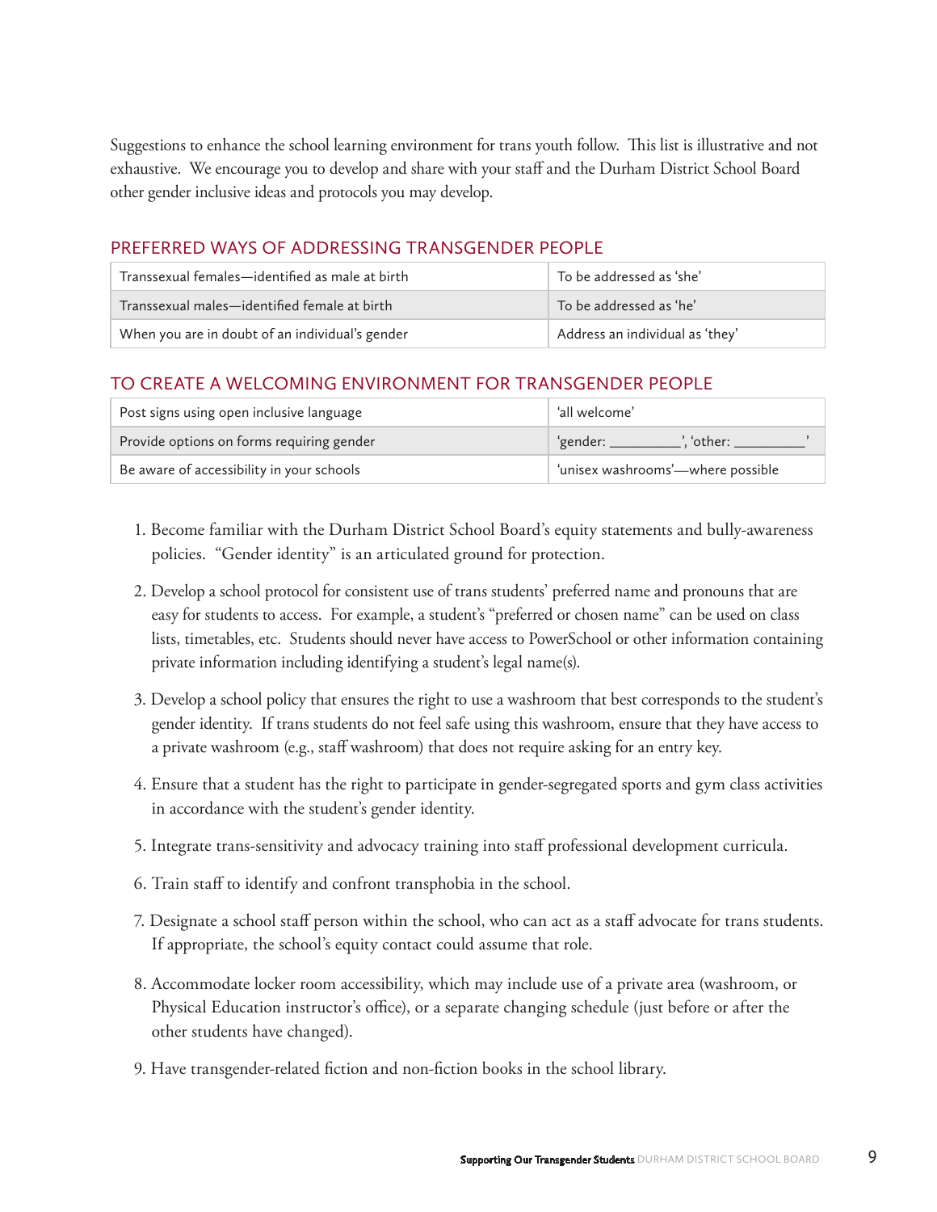Suggestions to enhance the school learning environment for trans youth follow. This list is illustrative and not exhaustive. We encourage you to develop and share with your staff and the Durham District School Board other gender inclusive ideas and protocols you may develop.

## PREFERRED WAYS OF ADDRESSING TRANSGENDER PEOPLE

| | |
|---|---|
| Transsexual females—identified as male at birth | To be addressed as 'she' |
| Transsexual males—identified female at birth | To be addressed as 'he' |
| When you are in doubt of an individual's gender | Address an individual as 'they' |

## TO CREATE A WELCOMING ENVIRONMENT FOR TRANSGENDER PEOPLE

| | |
|---|---|
| Post signs using open inclusive language | 'all welcome' |
| Provide options on forms requiring gender | 'gender: _________', 'other: _________' |
| Be aware of accessibility in your schools | 'unisex washrooms'—where possible |

1. Become familiar with the Durham District School Board's equity statements and bully-awareness policies. "Gender identity" is an articulated ground for protection.
2. Develop a school protocol for consistent use of trans students' preferred name and pronouns that are easy for students to access. For example, a student's "preferred or chosen name" can be used on class lists, timetables, etc. Students should never have access to PowerSchool or other information containing private information including identifying a student's legal name(s).
3. Develop a school policy that ensures the right to use a washroom that best corresponds to the student's gender identity. If trans students do not feel safe using this washroom, ensure that they have access to a private washroom (e.g., staff washroom) that does not require asking for an entry key.
4. Ensure that a student has the right to participate in gender-segregated sports and gym class activities in accordance with the student's gender identity.
5. Integrate trans-sensitivity and advocacy training into staff professional development curricula.
6. Train staff to identify and confront transphobia in the school.
7. Designate a school staff person within the school, who can act as a staff advocate for trans students. If appropriate, the school's equity contact could assume that role.
8. Accommodate locker room accessibility, which may include use of a private area (washroom, or Physical Education instructor's office), or a separate changing schedule (just before or after the other students have changed).
9. Have transgender-related fiction and non-fiction books in the school library.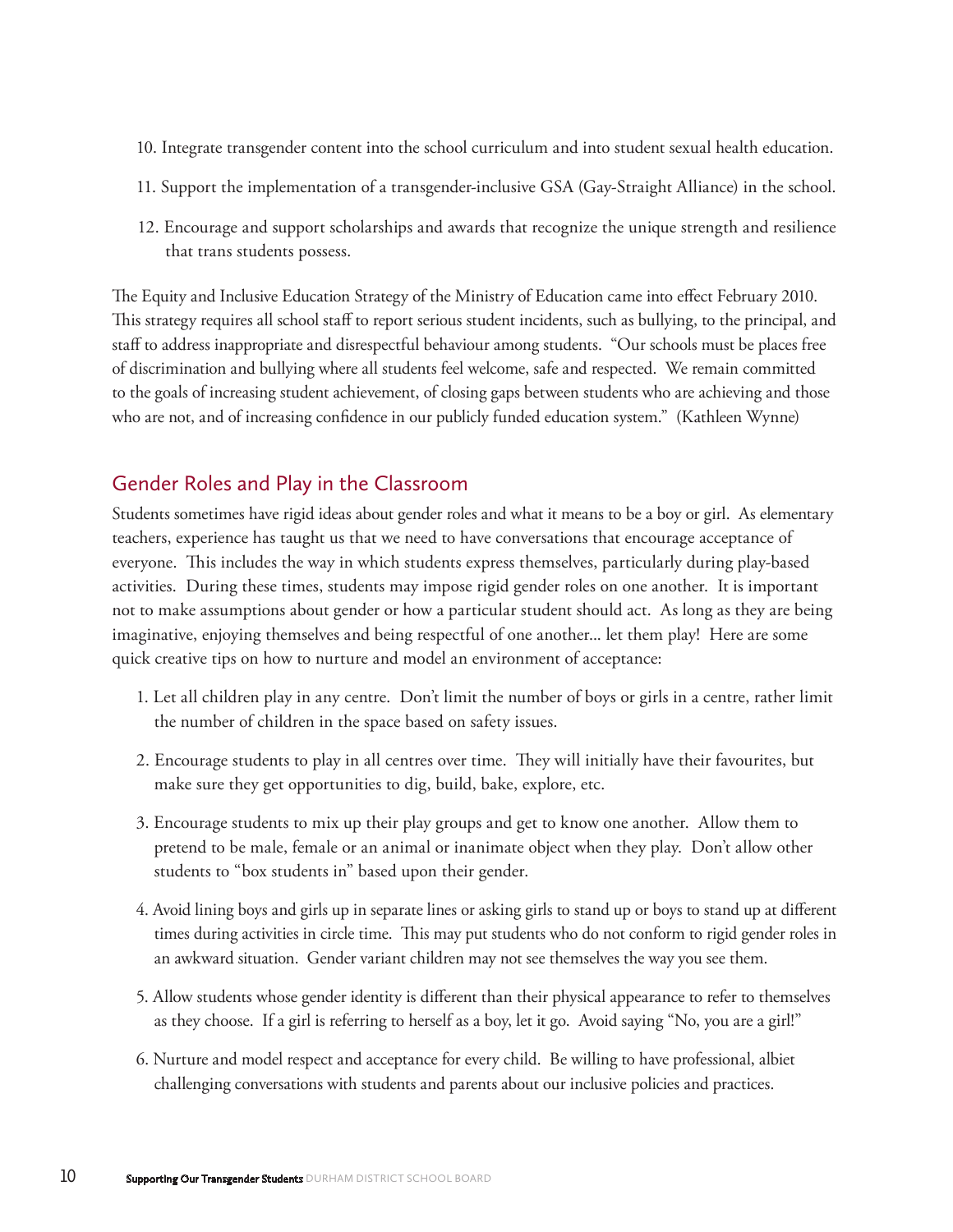10. Integrate transgender content into the school curriculum and into student sexual health education.

11. Support the implementation of a transgender-inclusive GSA (Gay-Straight Alliance) in the school.

12. Encourage and support scholarships and awards that recognize the unique strength and resilience that trans students possess.

The Equity and Inclusive Education Strategy of the Ministry of Education came into effect February 2010. This strategy requires all school staff to report serious student incidents, such as bullying, to the principal, and staff to address inappropriate and disrespectful behaviour among students. "Our schools must be places free of discrimination and bullying where all students feel welcome, safe and respected. We remain committed to the goals of increasing student achievement, of closing gaps between students who are achieving and those who are not, and of increasing confidence in our publicly funded education system." (Kathleen Wynne)

## Gender Roles and Play in the Classroom

Students sometimes have rigid ideas about gender roles and what it means to be a boy or girl. As elementary teachers, experience has taught us that we need to have conversations that encourage acceptance of everyone. This includes the way in which students express themselves, particularly during play-based activities. During these times, students may impose rigid gender roles on one another. It is important not to make assumptions about gender or how a particular student should act. As long as they are being imaginative, enjoying themselves and being respectful of one another... let them play! Here are some quick creative tips on how to nurture and model an environment of acceptance:

1. Let all children play in any centre. Don't limit the number of boys or girls in a centre, rather limit the number of children in the space based on safety issues.

2. Encourage students to play in all centres over time. They will initially have their favourites, but make sure they get opportunities to dig, build, bake, explore, etc.

3. Encourage students to mix up their play groups and get to know one another. Allow them to pretend to be male, female or an animal or inanimate object when they play. Don't allow other students to "box students in" based upon their gender.

4. Avoid lining boys and girls up in separate lines or asking girls to stand up or boys to stand up at different times during activities in circle time. This may put students who do not conform to rigid gender roles in an awkward situation. Gender variant children may not see themselves the way you see them.

5. Allow students whose gender identity is different than their physical appearance to refer to themselves as they choose. If a girl is referring to herself as a boy, let it go. Avoid saying "No, you are a girl!"

6. Nurture and model respect and acceptance for every child. Be willing to have professional, albiet challenging conversations with students and parents about our inclusive policies and practices.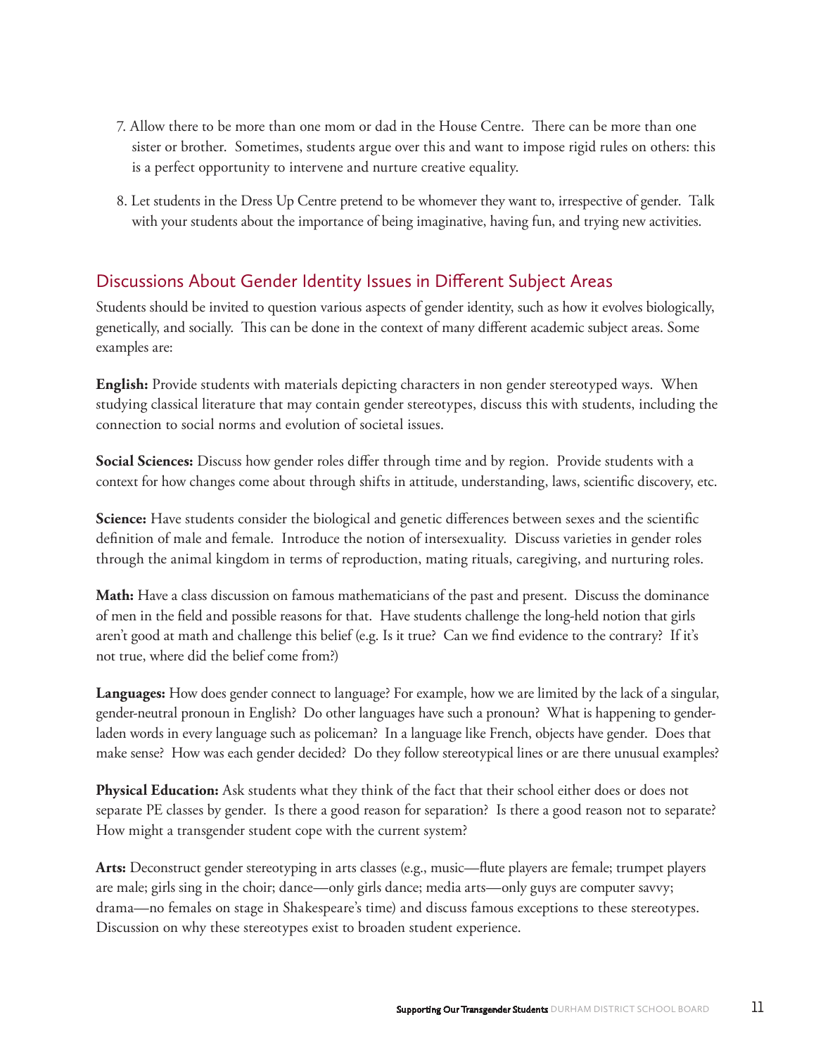7. Allow there to be more than one mom or dad in the House Centre. There can be more than one sister or brother. Sometimes, students argue over this and want to impose rigid rules on others: this is a perfect opportunity to intervene and nurture creative equality.

8. Let students in the Dress Up Centre pretend to be whomever they want to, irrespective of gender. Talk with your students about the importance of being imaginative, having fun, and trying new activities.

## Discussions About Gender Identity Issues in Different Subject Areas

Students should be invited to question various aspects of gender identity, such as how it evolves biologically, genetically, and socially. This can be done in the context of many different academic subject areas. Some examples are:

**English:** Provide students with materials depicting characters in non gender stereotyped ways. When studying classical literature that may contain gender stereotypes, discuss this with students, including the connection to social norms and evolution of societal issues.

**Social Sciences:** Discuss how gender roles differ through time and by region. Provide students with a context for how changes come about through shifts in attitude, understanding, laws, scientific discovery, etc.

**Science:** Have students consider the biological and genetic differences between sexes and the scientific definition of male and female. Introduce the notion of intersexuality. Discuss varieties in gender roles through the animal kingdom in terms of reproduction, mating rituals, caregiving, and nurturing roles.

**Math:** Have a class discussion on famous mathematicians of the past and present. Discuss the dominance of men in the field and possible reasons for that. Have students challenge the long-held notion that girls aren't good at math and challenge this belief (e.g. Is it true? Can we find evidence to the contrary? If it's not true, where did the belief come from?)

**Languages:** How does gender connect to language? For example, how we are limited by the lack of a singular, gender-neutral pronoun in English? Do other languages have such a pronoun? What is happening to gender-laden words in every language such as policeman? In a language like French, objects have gender. Does that make sense? How was each gender decided? Do they follow stereotypical lines or are there unusual examples?

**Physical Education:** Ask students what they think of the fact that their school either does or does not separate PE classes by gender. Is there a good reason for separation? Is there a good reason not to separate? How might a transgender student cope with the current system?

**Arts:** Deconstruct gender stereotyping in arts classes (e.g., music—flute players are female; trumpet players are male; girls sing in the choir; dance—only girls dance; media arts—only guys are computer savvy; drama—no females on stage in Shakespeare's time) and discuss famous exceptions to these stereotypes. Discussion on why these stereotypes exist to broaden student experience.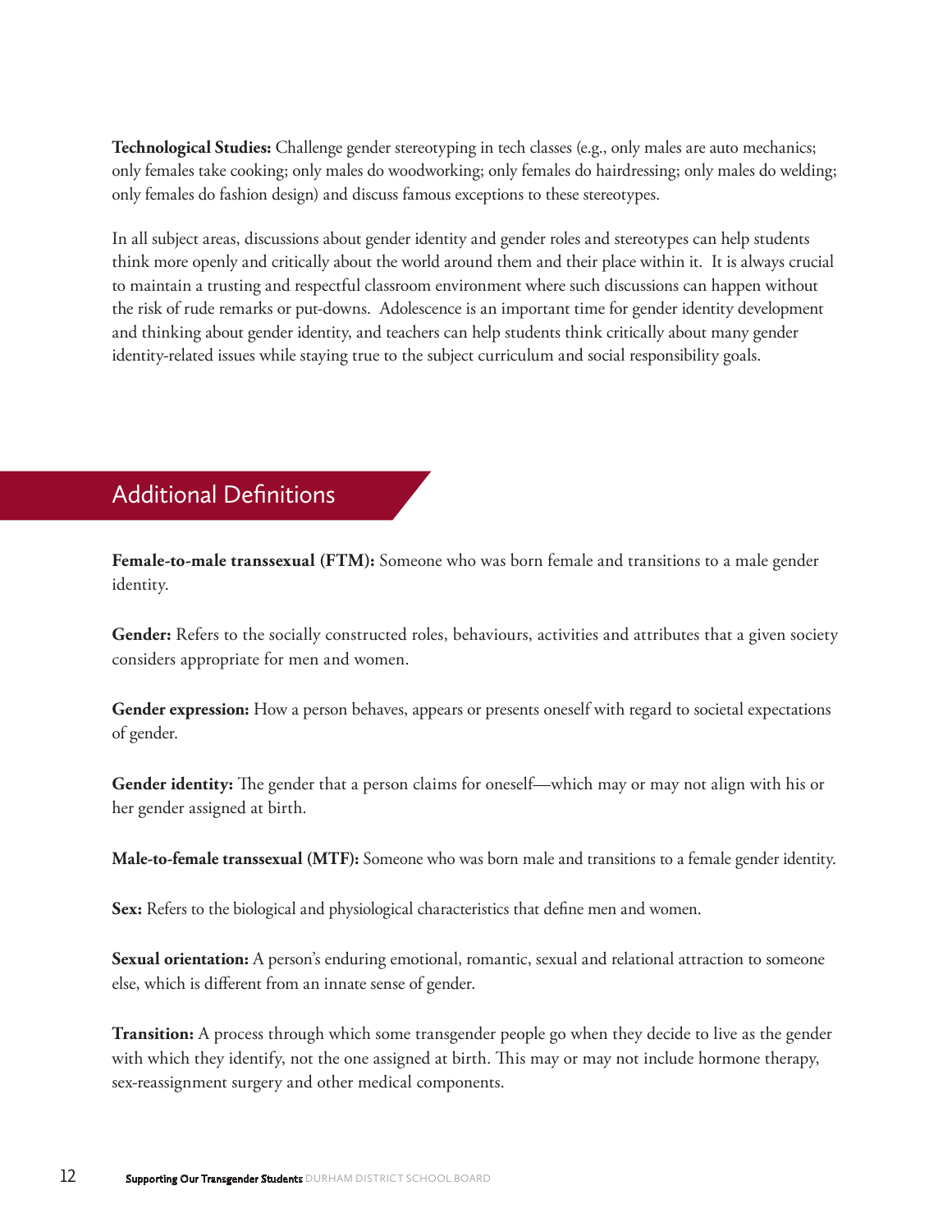**Technological Studies:** Challenge gender stereotyping in tech classes (e.g., only males are auto mechanics; only females take cooking; only males do woodworking; only females do hairdressing; only males do welding; only females do fashion design) and discuss famous exceptions to these stereotypes.

In all subject areas, discussions about gender identity and gender roles and stereotypes can help students think more openly and critically about the world around them and their place within it. It is always crucial to maintain a trusting and respectful classroom environment where such discussions can happen without the risk of rude remarks or put-downs. Adolescence is an important time for gender identity development and thinking about gender identity, and teachers can help students think critically about many gender identity-related issues while staying true to the subject curriculum and social responsibility goals.

## Additional Definitions

**Female-to-male transsexual (FTM):** Someone who was born female and transitions to a male gender identity.

**Gender:** Refers to the socially constructed roles, behaviours, activities and attributes that a given society considers appropriate for men and women.

**Gender expression:** How a person behaves, appears or presents oneself with regard to societal expectations of gender.

**Gender identity:** The gender that a person claims for oneself—which may or may not align with his or her gender assigned at birth.

**Male-to-female transsexual (MTF):** Someone who was born male and transitions to a female gender identity.

**Sex:** Refers to the biological and physiological characteristics that define men and women.

**Sexual orientation:** A person's enduring emotional, romantic, sexual and relational attraction to someone else, which is different from an innate sense of gender.

**Transition:** A process through which some transgender people go when they decide to live as the gender with which they identify, not the one assigned at birth. This may or may not include hormone therapy, sex-reassignment surgery and other medical components.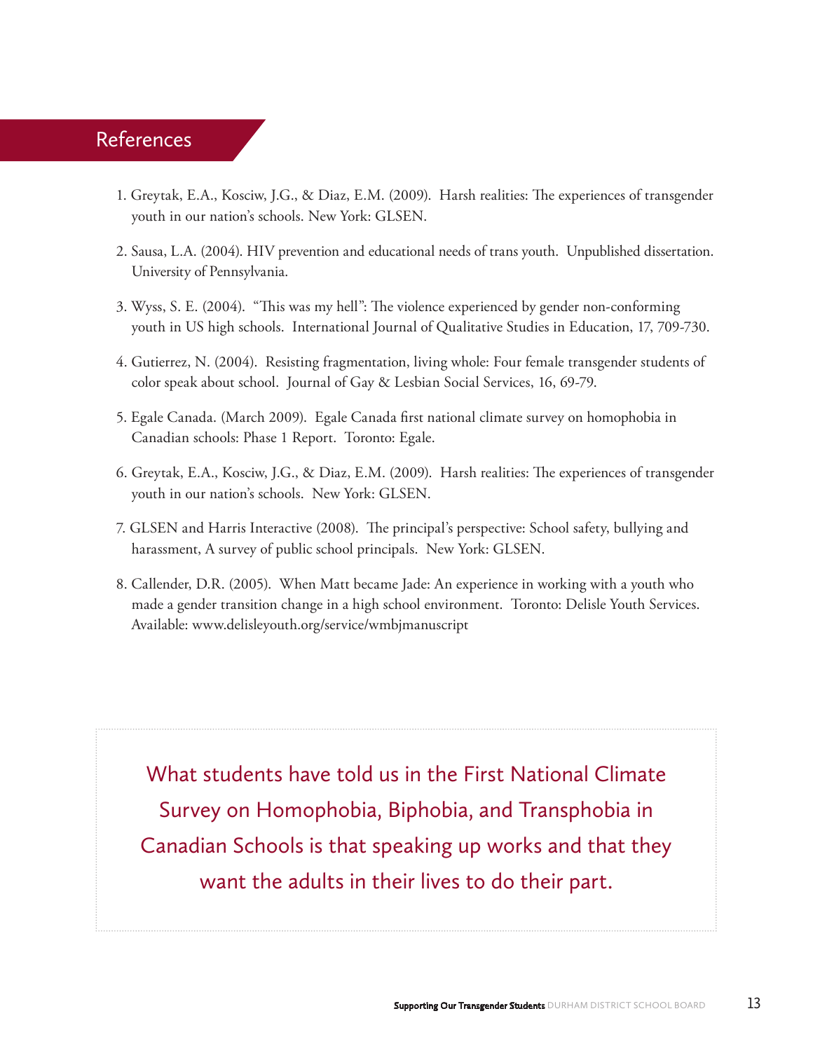## References

1. Greytak, E.A., Kosciw, J.G., & Diaz, E.M. (2009). Harsh realities: The experiences of transgender youth in our nation's schools. New York: GLSEN.

2. Sausa, L.A. (2004). HIV prevention and educational needs of trans youth. Unpublished dissertation. University of Pennsylvania.

3. Wyss, S. E. (2004). "This was my hell": The violence experienced by gender non-conforming youth in US high schools. International Journal of Qualitative Studies in Education, 17, 709-730.

4. Gutierrez, N. (2004). Resisting fragmentation, living whole: Four female transgender students of color speak about school. Journal of Gay & Lesbian Social Services, 16, 69-79.

5. Egale Canada. (March 2009). Egale Canada first national climate survey on homophobia in Canadian schools: Phase 1 Report. Toronto: Egale.

6. Greytak, E.A., Kosciw, J.G., & Diaz, E.M. (2009). Harsh realities: The experiences of transgender youth in our nation's schools. New York: GLSEN.

7. GLSEN and Harris Interactive (2008). The principal's perspective: School safety, bullying and harassment, A survey of public school principals. New York: GLSEN.

8. Callender, D.R. (2005). When Matt became Jade: An experience in working with a youth who made a gender transition change in a high school environment. Toronto: Delisle Youth Services. Available: www.delisleyouth.org/service/wmbjmanuscript

> What students have told us in the First National Climate Survey on Homophobia, Biphobia, and Transphobia in Canadian Schools is that speaking up works and that they want the adults in their lives to do their part.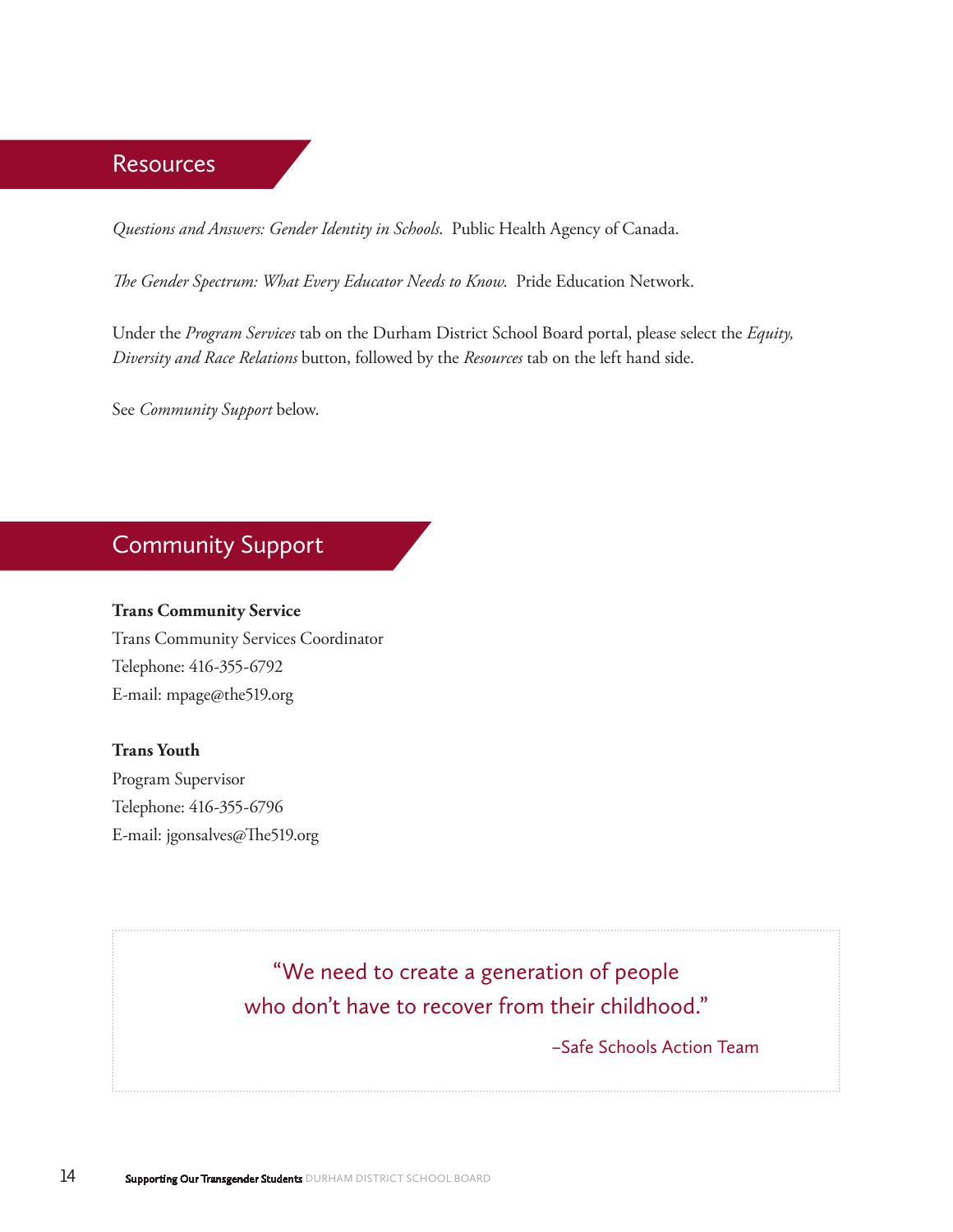## Resources

*Questions and Answers: Gender Identity in Schools*. Public Health Agency of Canada.

*The Gender Spectrum: What Every Educator Needs to Know*. Pride Education Network.

Under the *Program Services* tab on the Durham District School Board portal, please select the *Equity, Diversity and Race Relations* button, followed by the *Resources* tab on the left hand side.

See *Community Support* below.

## Community Support

**Trans Community Service**
Trans Community Services Coordinator
Telephone: 416-355-6792
E-mail: mpage@the519.org

**Trans Youth**
Program Supervisor
Telephone: 416-355-6796
E-mail: jgonsalves@The519.org

> "We need to create a generation of people who don't have to recover from their childhood."
>
> –Safe Schools Action Team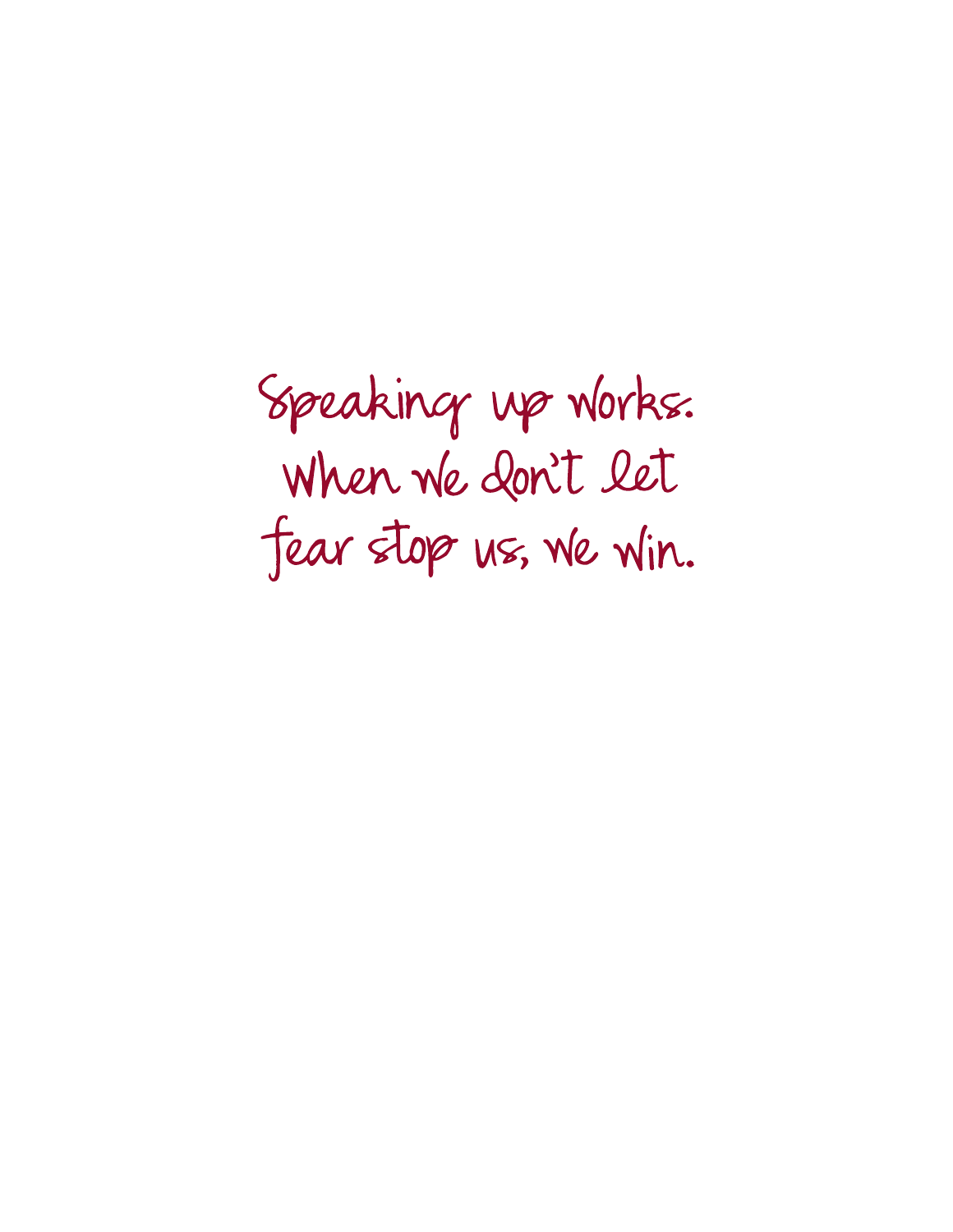Speaking up works.
When we don't let
fear stop us, we win.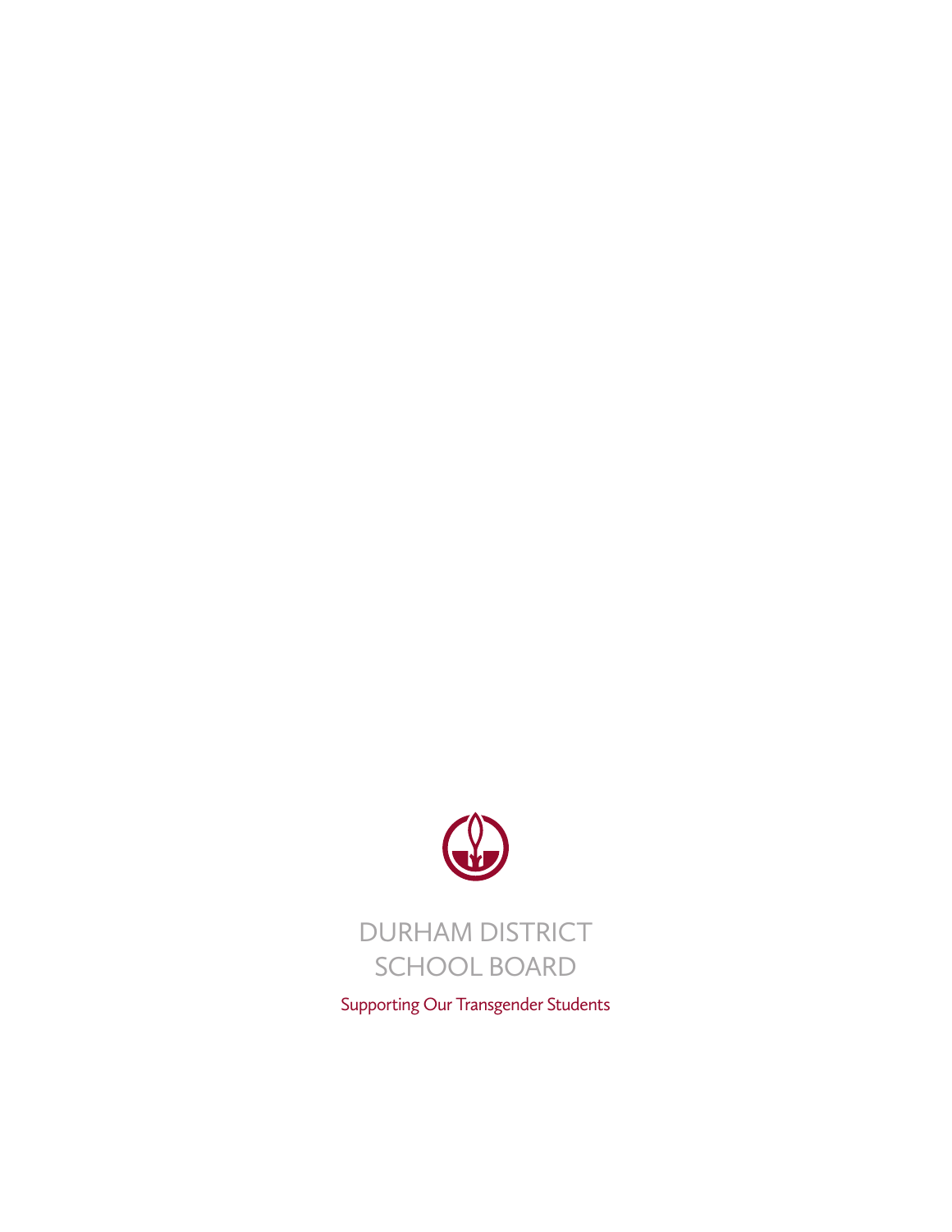DURHAM DISTRICT
SCHOOL BOARD

Supporting Our Transgender Students